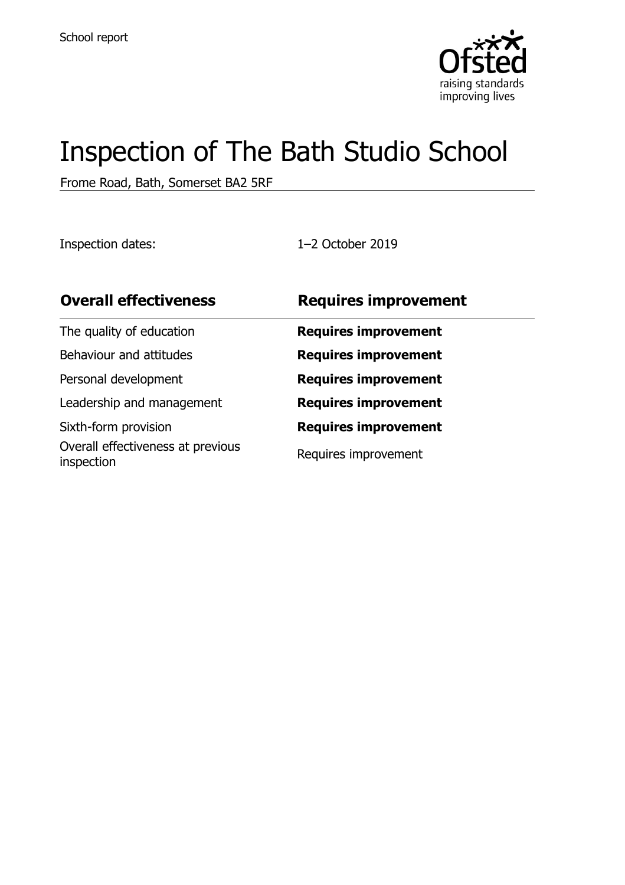School report

Ofsted
raising standards
improving lives

# Inspection of The Bath Studio School

Frome Road, Bath, Somerset BA2 5RF

Inspection dates: 1–2 October 2019

| **Overall effectiveness** | **Requires improvement** |
| --- | --- |
| The quality of education | **Requires improvement** |
| Behaviour and attitudes | **Requires improvement** |
| Personal development | **Requires improvement** |
| Leadership and management | **Requires improvement** |
| Sixth-form provision | **Requires improvement** |
| Overall effectiveness at previous inspection | Requires improvement |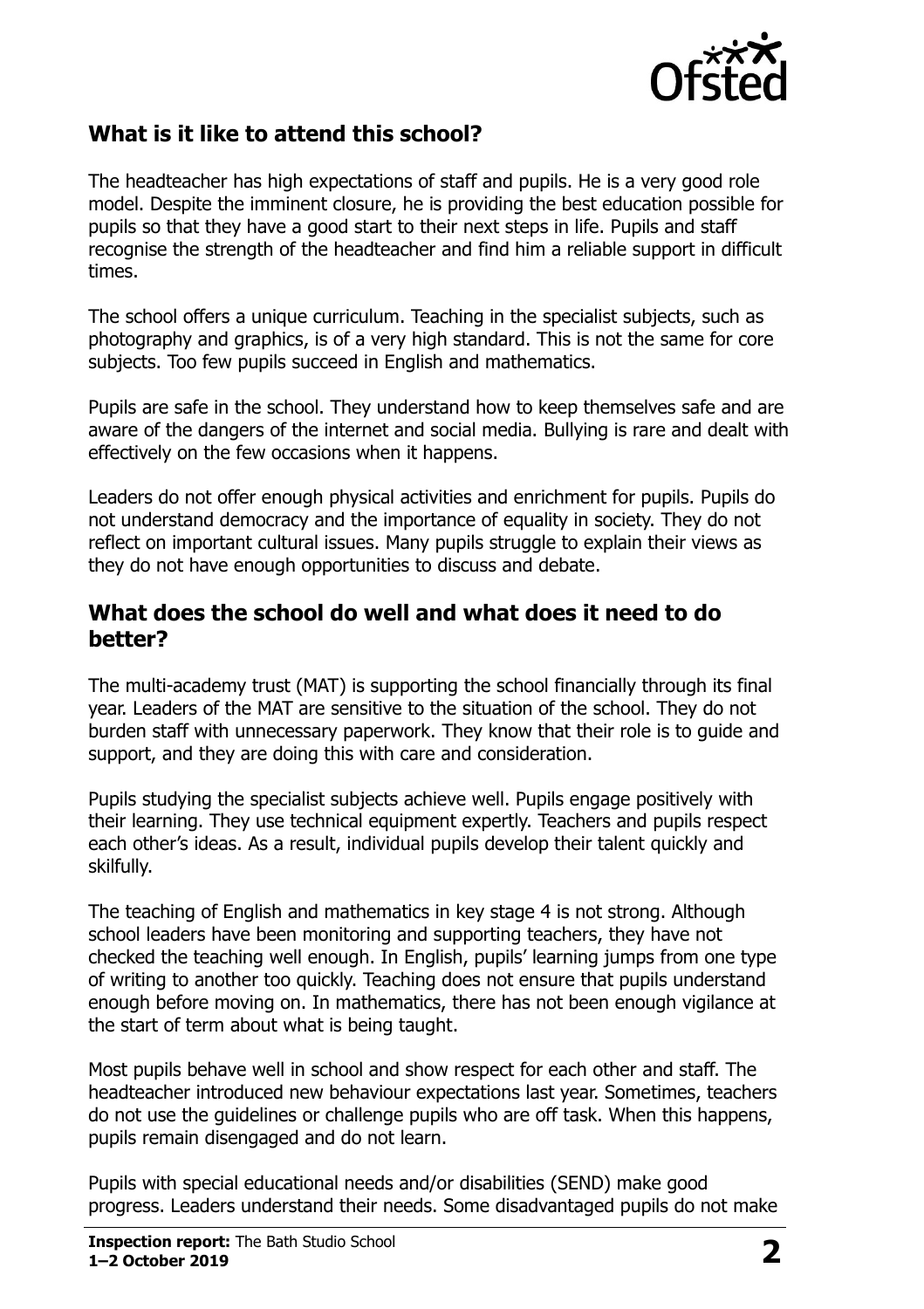## What is it like to attend this school?

The headteacher has high expectations of staff and pupils. He is a very good role model. Despite the imminent closure, he is providing the best education possible for pupils so that they have a good start to their next steps in life. Pupils and staff recognise the strength of the headteacher and find him a reliable support in difficult times.

The school offers a unique curriculum. Teaching in the specialist subjects, such as photography and graphics, is of a very high standard. This is not the same for core subjects. Too few pupils succeed in English and mathematics.

Pupils are safe in the school. They understand how to keep themselves safe and are aware of the dangers of the internet and social media. Bullying is rare and dealt with effectively on the few occasions when it happens.

Leaders do not offer enough physical activities and enrichment for pupils. Pupils do not understand democracy and the importance of equality in society. They do not reflect on important cultural issues. Many pupils struggle to explain their views as they do not have enough opportunities to discuss and debate.

## What does the school do well and what does it need to do better?

The multi-academy trust (MAT) is supporting the school financially through its final year. Leaders of the MAT are sensitive to the situation of the school. They do not burden staff with unnecessary paperwork. They know that their role is to guide and support, and they are doing this with care and consideration.

Pupils studying the specialist subjects achieve well. Pupils engage positively with their learning. They use technical equipment expertly. Teachers and pupils respect each other's ideas. As a result, individual pupils develop their talent quickly and skilfully.

The teaching of English and mathematics in key stage 4 is not strong. Although school leaders have been monitoring and supporting teachers, they have not checked the teaching well enough. In English, pupils' learning jumps from one type of writing to another too quickly. Teaching does not ensure that pupils understand enough before moving on. In mathematics, there has not been enough vigilance at the start of term about what is being taught.

Most pupils behave well in school and show respect for each other and staff. The headteacher introduced new behaviour expectations last year. Sometimes, teachers do not use the guidelines or challenge pupils who are off task. When this happens, pupils remain disengaged and do not learn.

Pupils with special educational needs and/or disabilities (SEND) make good progress. Leaders understand their needs. Some disadvantaged pupils do not make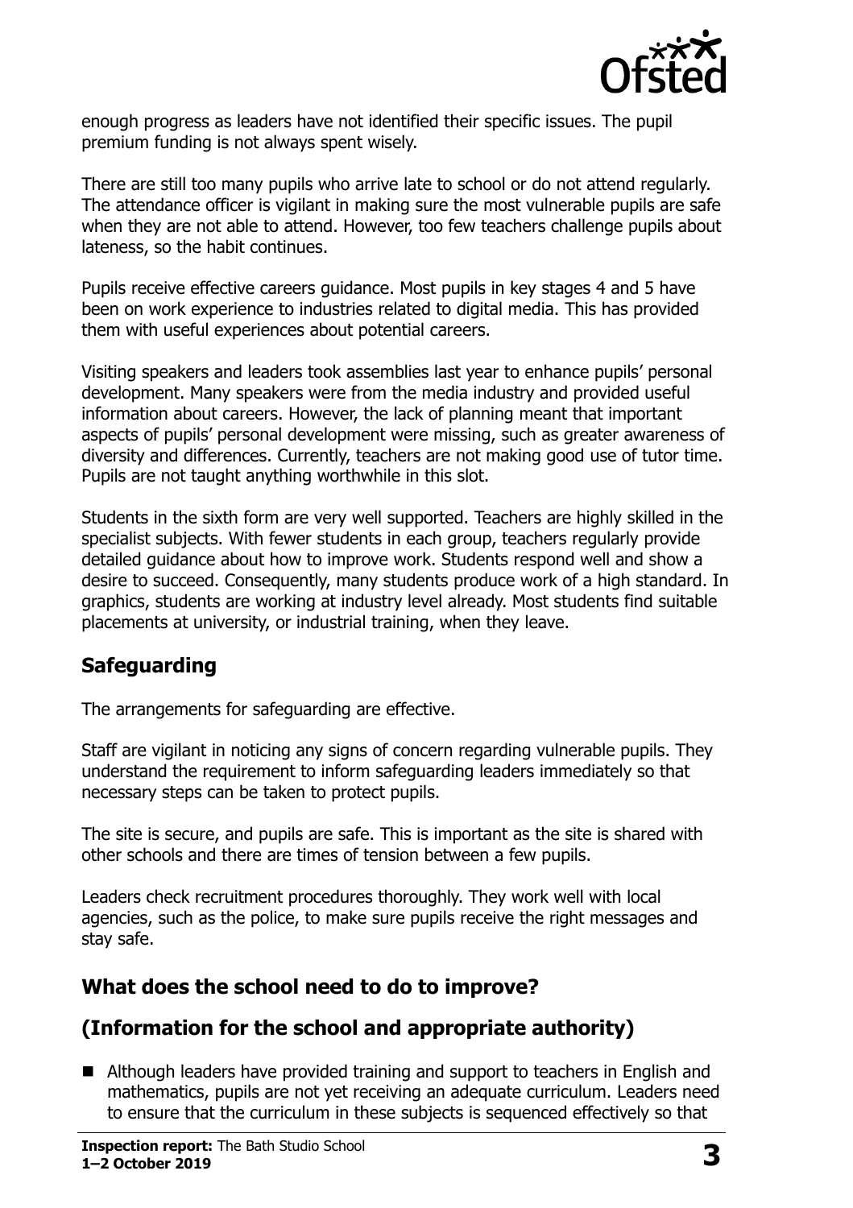enough progress as leaders have not identified their specific issues. The pupil premium funding is not always spent wisely.

There are still too many pupils who arrive late to school or do not attend regularly. The attendance officer is vigilant in making sure the most vulnerable pupils are safe when they are not able to attend. However, too few teachers challenge pupils about lateness, so the habit continues.

Pupils receive effective careers guidance. Most pupils in key stages 4 and 5 have been on work experience to industries related to digital media. This has provided them with useful experiences about potential careers.

Visiting speakers and leaders took assemblies last year to enhance pupils' personal development. Many speakers were from the media industry and provided useful information about careers. However, the lack of planning meant that important aspects of pupils' personal development were missing, such as greater awareness of diversity and differences. Currently, teachers are not making good use of tutor time. Pupils are not taught anything worthwhile in this slot.

Students in the sixth form are very well supported. Teachers are highly skilled in the specialist subjects. With fewer students in each group, teachers regularly provide detailed guidance about how to improve work. Students respond well and show a desire to succeed. Consequently, many students produce work of a high standard. In graphics, students are working at industry level already. Most students find suitable placements at university, or industrial training, when they leave.

## Safeguarding

The arrangements for safeguarding are effective.

Staff are vigilant in noticing any signs of concern regarding vulnerable pupils. They understand the requirement to inform safeguarding leaders immediately so that necessary steps can be taken to protect pupils.

The site is secure, and pupils are safe. This is important as the site is shared with other schools and there are times of tension between a few pupils.

Leaders check recruitment procedures thoroughly. They work well with local agencies, such as the police, to make sure pupils receive the right messages and stay safe.

## What does the school need to do to improve?

## (Information for the school and appropriate authority)

- Although leaders have provided training and support to teachers in English and mathematics, pupils are not yet receiving an adequate curriculum. Leaders need to ensure that the curriculum in these subjects is sequenced effectively so that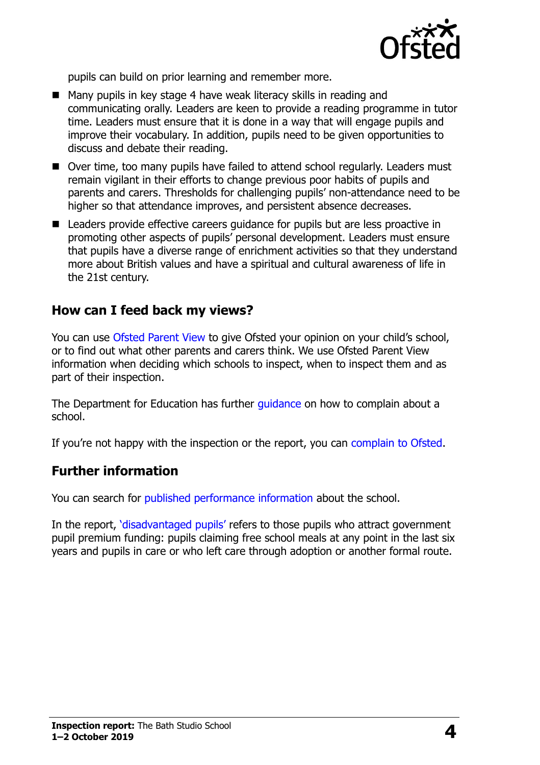pupils can build on prior learning and remember more.

- Many pupils in key stage 4 have weak literacy skills in reading and communicating orally. Leaders are keen to provide a reading programme in tutor time. Leaders must ensure that it is done in a way that will engage pupils and improve their vocabulary. In addition, pupils need to be given opportunities to discuss and debate their reading.
- Over time, too many pupils have failed to attend school regularly. Leaders must remain vigilant in their efforts to change previous poor habits of pupils and parents and carers. Thresholds for challenging pupils' non-attendance need to be higher so that attendance improves, and persistent absence decreases.
- Leaders provide effective careers guidance for pupils but are less proactive in promoting other aspects of pupils' personal development. Leaders must ensure that pupils have a diverse range of enrichment activities so that they understand more about British values and have a spiritual and cultural awareness of life in the 21st century.

## How can I feed back my views?

You can use Ofsted Parent View to give Ofsted your opinion on your child's school, or to find out what other parents and carers think. We use Ofsted Parent View information when deciding which schools to inspect, when to inspect them and as part of their inspection.

The Department for Education has further guidance on how to complain about a school.

If you're not happy with the inspection or the report, you can complain to Ofsted.

## Further information

You can search for published performance information about the school.

In the report, 'disadvantaged pupils' refers to those pupils who attract government pupil premium funding: pupils claiming free school meals at any point in the last six years and pupils in care or who left care through adoption or another formal route.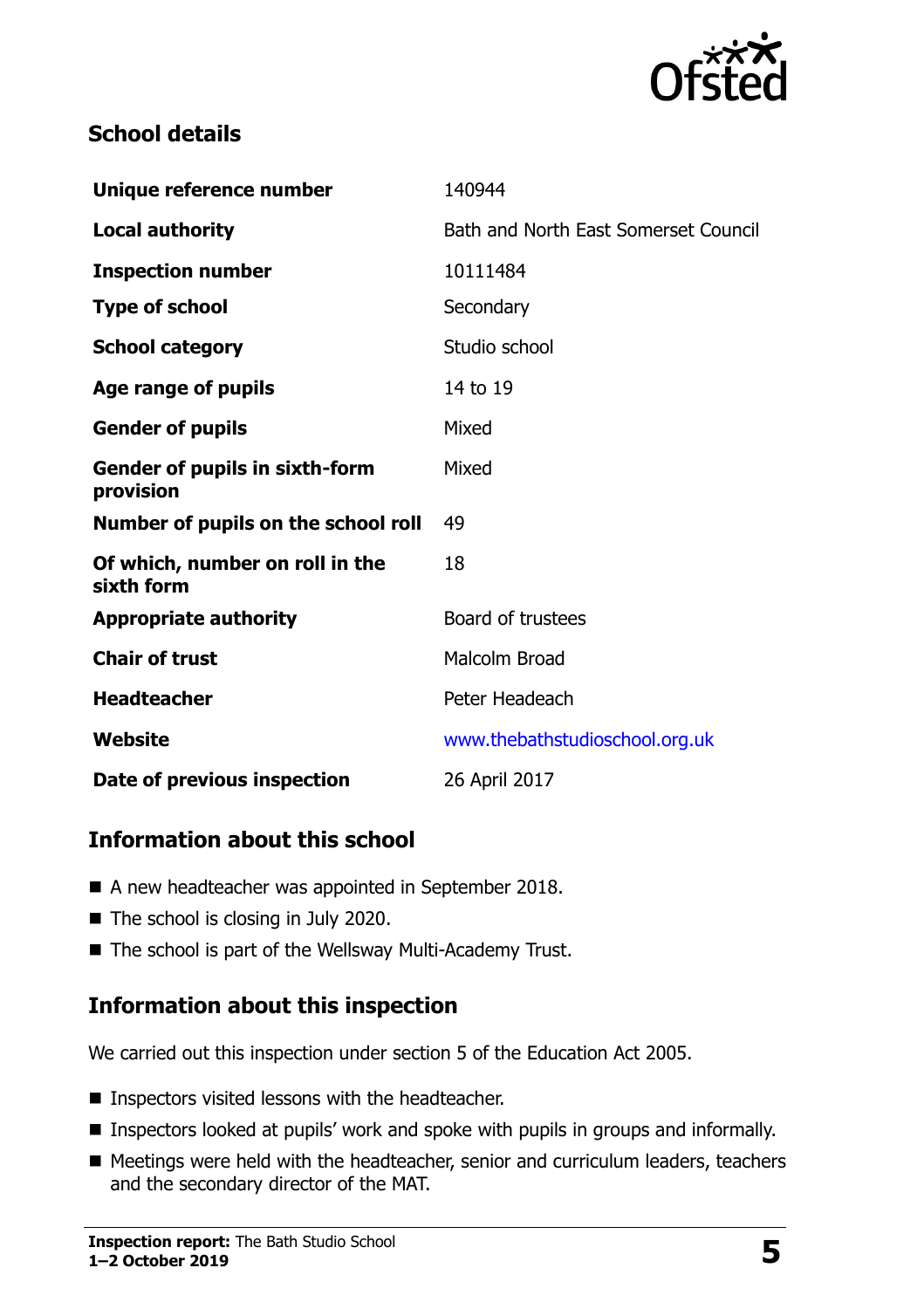## School details

| Unique reference number | 140944 |
|---|---|
| Local authority | Bath and North East Somerset Council |
| Inspection number | 10111484 |
| Type of school | Secondary |
| School category | Studio school |
| Age range of pupils | 14 to 19 |
| Gender of pupils | Mixed |
| Gender of pupils in sixth-form provision | Mixed |
| Number of pupils on the school roll | 49 |
| Of which, number on roll in the sixth form | 18 |
| Appropriate authority | Board of trustees |
| Chair of trust | Malcolm Broad |
| Headteacher | Peter Headeach |
| Website | www.thebathstudioschool.org.uk |
| Date of previous inspection | 26 April 2017 |

## Information about this school

- A new headteacher was appointed in September 2018.
- The school is closing in July 2020.
- The school is part of the Wellsway Multi-Academy Trust.

## Information about this inspection

We carried out this inspection under section 5 of the Education Act 2005.

- Inspectors visited lessons with the headteacher.
- Inspectors looked at pupils' work and spoke with pupils in groups and informally.
- Meetings were held with the headteacher, senior and curriculum leaders, teachers and the secondary director of the MAT.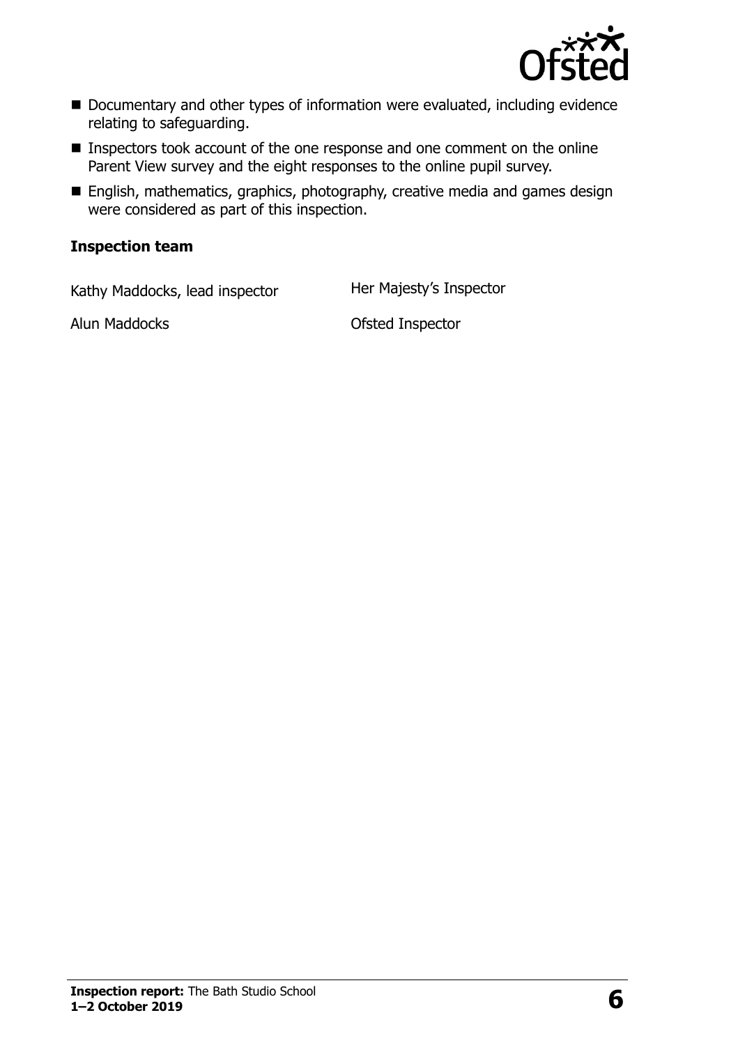- Documentary and other types of information were evaluated, including evidence relating to safeguarding.
- Inspectors took account of the one response and one comment on the online Parent View survey and the eight responses to the online pupil survey.
- English, mathematics, graphics, photography, creative media and games design were considered as part of this inspection.

### Inspection team

| | |
|---|---|
| Kathy Maddocks, lead inspector | Her Majesty's Inspector |
| Alun Maddocks | Ofsted Inspector |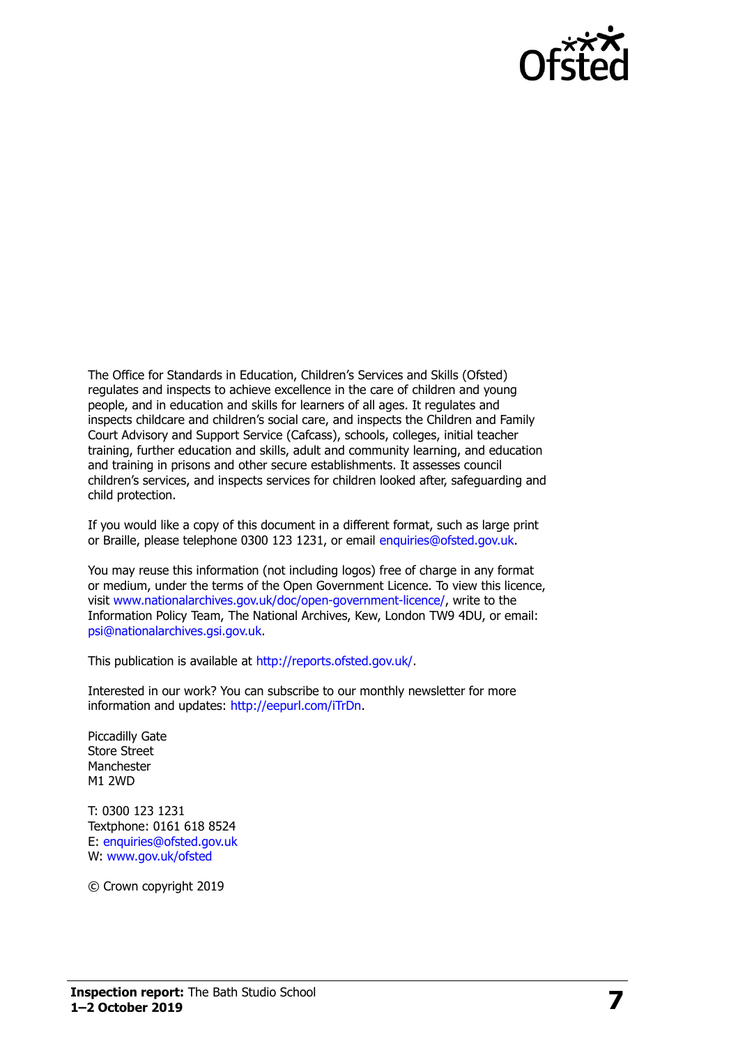The Office for Standards in Education, Children's Services and Skills (Ofsted) regulates and inspects to achieve excellence in the care of children and young people, and in education and skills for learners of all ages. It regulates and inspects childcare and children's social care, and inspects the Children and Family Court Advisory and Support Service (Cafcass), schools, colleges, initial teacher training, further education and skills, adult and community learning, and education and training in prisons and other secure establishments. It assesses council children's services, and inspects services for children looked after, safeguarding and child protection.

If you would like a copy of this document in a different format, such as large print or Braille, please telephone 0300 123 1231, or email enquiries@ofsted.gov.uk.

You may reuse this information (not including logos) free of charge in any format or medium, under the terms of the Open Government Licence. To view this licence, visit www.nationalarchives.gov.uk/doc/open-government-licence/, write to the Information Policy Team, The National Archives, Kew, London TW9 4DU, or email: psi@nationalarchives.gsi.gov.uk.

This publication is available at http://reports.ofsted.gov.uk/.

Interested in our work? You can subscribe to our monthly newsletter for more information and updates: http://eepurl.com/iTrDn.

Piccadilly Gate
Store Street
Manchester
M1 2WD

T: 0300 123 1231
Textphone: 0161 618 8524
E: enquiries@ofsted.gov.uk
W: www.gov.uk/ofsted

© Crown copyright 2019